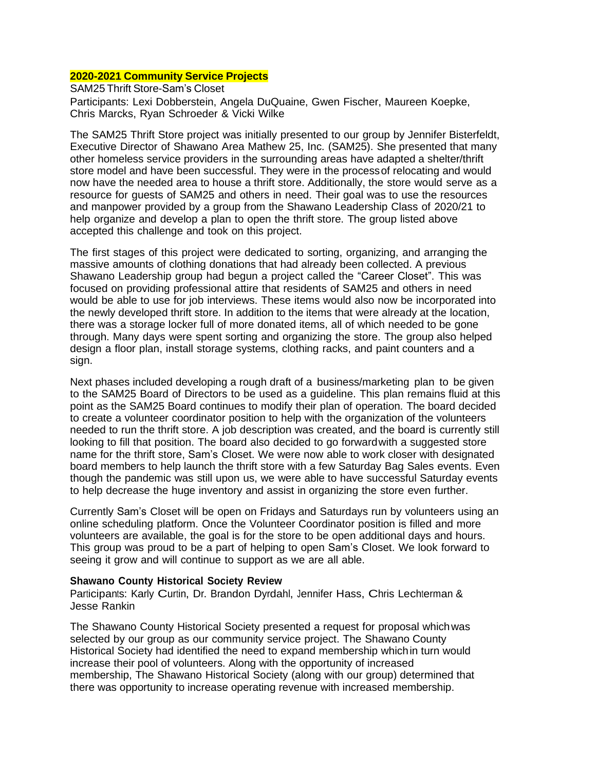## 2020-2021 Community Service Projects

SAM25 Thrift Store-Sam's Closet

Participants: Lexi Dobberstein, Angela DuQuaine, Gwen Fischer, Maureen Koepke, Chris Marcks, Ryan Schroeder & Vicki Wilke

The SAM25 Thrift Store project was initially presented to our group by Jennifer Bisterfeldt, Executive Director of Shawano Area Mathew 25, Inc. (SAM25). She presented that many other homeless service providers in the surrounding areas have adapted a shelter/thrift store model and have been successful. They were in the process of relocating and would now have the needed area to house a thrift store. Additionally, the store would serve as a resource for guests of SAM25 and others in need. Their goal was to use the resources and manpower provided by a group from the Shawano Leadership Class of 2020/21 to help organize and develop a plan to open the thrift store. The group listed above accepted this challenge and took on this project.

The first stages of this project were dedicated to sorting, organizing, and arranging the massive amounts of clothing donations that had already been collected. A previous Shawano Leadership group had begun a project called the "Career Closet". This was focused on providing professional attire that residents of SAM25 and others in need would be able to use for job interviews. These items would also now be incorporated into the newly developed thrift store. In addition to the items that were already at the location, there was a storage locker full of more donated items, all of which needed to be gone through. Many days were spent sorting and organizing the store. The group also helped design a floor plan, install storage systems, clothing racks, and paint counters and a sign.

Next phases included developing a rough draft of a business/marketing plan to be given to the SAM25 Board of Directors to be used as a guideline. This plan remains fluid at this point as the SAM25 Board continues to modify their plan of operation. The board decided to create a volunteer coordinator position to help with the organization of the volunteers needed to run the thrift store. A job description was created, and the board is currently still looking to fill that position. The board also decided to go forward with a suggested store name for the thrift store, Sam's Closet. We were now able to work closer with designated board members to help launch the thrift store with a few Saturday Bag Sales events. Even though the pandemic was still upon us, we were able to have successful Saturday events to help decrease the huge inventory and assist in organizing the store even further.

Currently Sam's Closet will be open on Fridays and Saturdays run by volunteers using an online scheduling platform. Once the Volunteer Coordinator position is filled and more volunteers are available, the goal is for the store to be open additional days and hours. This group was proud to be a part of helping to open Sam's Closet. We look forward to seeing it grow and will continue to support as we are all able.

**Shawano County Historical Society Review**

Participants: Karly Curtin, Dr. Brandon Dyrdahl, Jennifer Hass, Chris Lechterman & Jesse Rankin

The Shawano County Historical Society presented a request for proposal which was selected by our group as our community service project. The Shawano County Historical Society had identified the need to expand membership which in turn would increase their pool of volunteers. Along with the opportunity of increased membership, The Shawano Historical Society (along with our group) determined that there was opportunity to increase operating revenue with increased membership.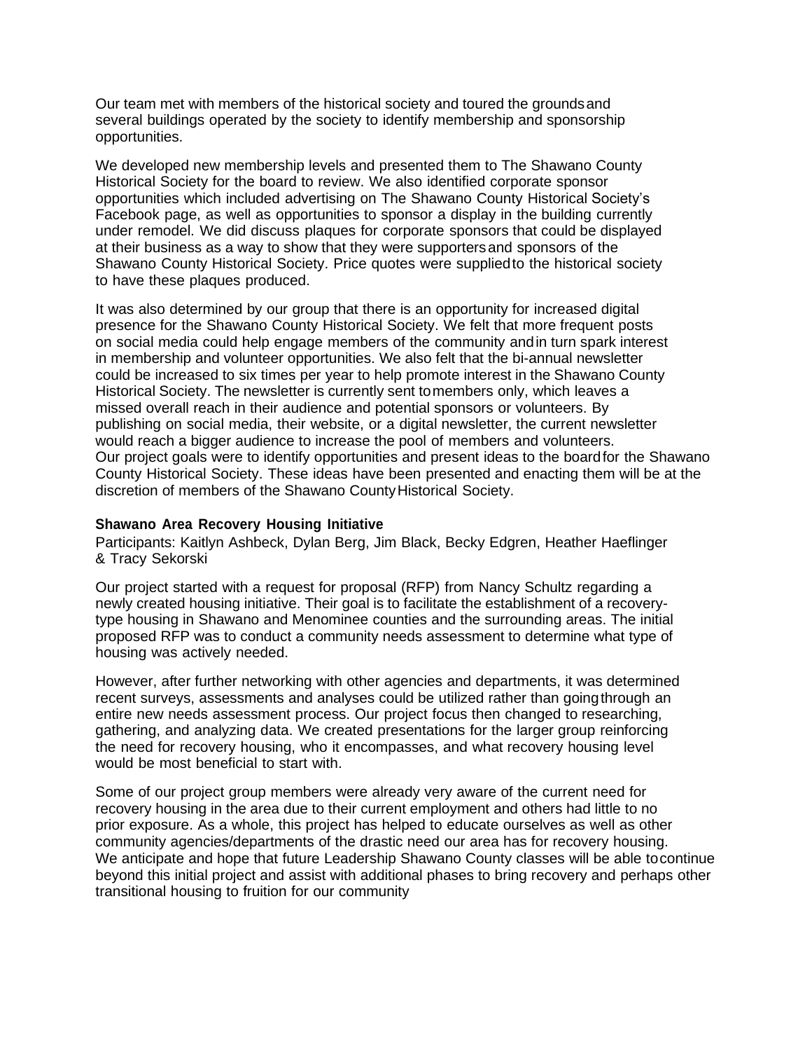Our team met with members of the historical society and toured the grounds and several buildings operated by the society to identify membership and sponsorship opportunities.

We developed new membership levels and presented them to The Shawano County Historical Society for the board to review. We also identified corporate sponsor opportunities which included advertising on The Shawano County Historical Society's Facebook page, as well as opportunities to sponsor a display in the building currently under remodel. We did discuss plaques for corporate sponsors that could be displayed at their business as a way to show that they were supporters and sponsors of the Shawano County Historical Society. Price quotes were supplied to the historical society to have these plaques produced.

It was also determined by our group that there is an opportunity for increased digital presence for the Shawano County Historical Society. We felt that more frequent posts on social media could help engage members of the community and in turn spark interest in membership and volunteer opportunities. We also felt that the bi-annual newsletter could be increased to six times per year to help promote interest in the Shawano County Historical Society. The newsletter is currently sent to members only, which leaves a missed overall reach in their audience and potential sponsors or volunteers. By publishing on social media, their website, or a digital newsletter, the current newsletter would reach a bigger audience to increase the pool of members and volunteers. Our project goals were to identify opportunities and present ideas to the board for the Shawano County Historical Society. These ideas have been presented and enacting them will be at the discretion of members of the Shawano County Historical Society.

**Shawano Area Recovery Housing Initiative**

Participants: Kaitlyn Ashbeck, Dylan Berg, Jim Black, Becky Edgren, Heather Haeflinger & Tracy Sekorski

Our project started with a request for proposal (RFP) from Nancy Schultz regarding a newly created housing initiative. Their goal is to facilitate the establishment of a recovery-type housing in Shawano and Menominee counties and the surrounding areas. The initial proposed RFP was to conduct a community needs assessment to determine what type of housing was actively needed.

However, after further networking with other agencies and departments, it was determined recent surveys, assessments and analyses could be utilized rather than going through an entire new needs assessment process. Our project focus then changed to researching, gathering, and analyzing data. We created presentations for the larger group reinforcing the need for recovery housing, who it encompasses, and what recovery housing level would be most beneficial to start with.

Some of our project group members were already very aware of the current need for recovery housing in the area due to their current employment and others had little to no prior exposure. As a whole, this project has helped to educate ourselves as well as other community agencies/departments of the drastic need our area has for recovery housing. We anticipate and hope that future Leadership Shawano County classes will be able to continue beyond this initial project and assist with additional phases to bring recovery and perhaps other transitional housing to fruition for our community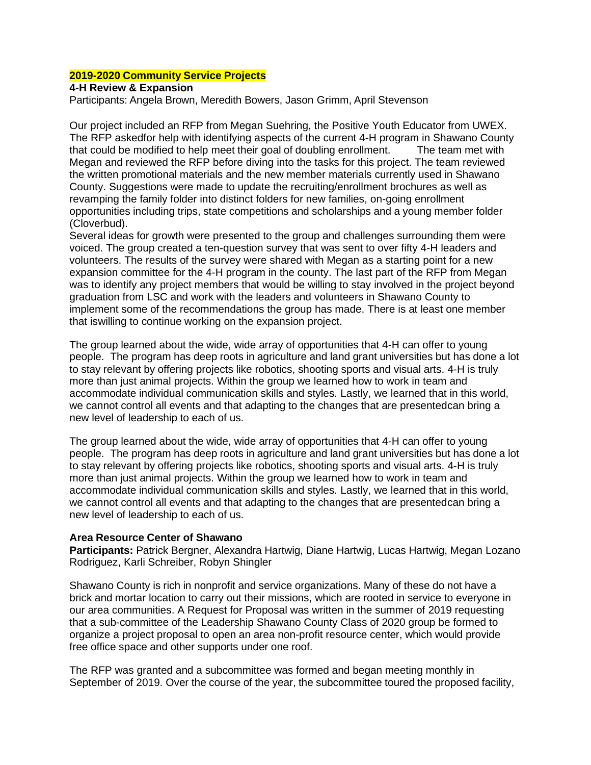**2019-2020 Community Service Projects**

**4-H Review & Expansion**

Participants: Angela Brown, Meredith Bowers, Jason Grimm, April Stevenson

Our project included an RFP from Megan Suehring, the Positive Youth Educator from UWEX. The RFP askedfor help with identifying aspects of the current 4-H program in Shawano County that could be modified to help meet their goal of doubling enrollment. The team met with Megan and reviewed the RFP before diving into the tasks for this project. The team reviewed the written promotional materials and the new member materials currently used in Shawano County. Suggestions were made to update the recruiting/enrollment brochures as well as revamping the family folder into distinct folders for new families, on-going enrollment opportunities including trips, state competitions and scholarships and a young member folder (Cloverbud).

Several ideas for growth were presented to the group and challenges surrounding them were voiced. The group created a ten-question survey that was sent to over fifty 4-H leaders and volunteers. The results of the survey were shared with Megan as a starting point for a new expansion committee for the 4-H program in the county. The last part of the RFP from Megan was to identify any project members that would be willing to stay involved in the project beyond graduation from LSC and work with the leaders and volunteers in Shawano County to implement some of the recommendations the group has made. There is at least one member that iswilling to continue working on the expansion project.

The group learned about the wide, wide array of opportunities that 4-H can offer to young people. The program has deep roots in agriculture and land grant universities but has done a lot to stay relevant by offering projects like robotics, shooting sports and visual arts. 4-H is truly more than just animal projects. Within the group we learned how to work in team and accommodate individual communication skills and styles. Lastly, we learned that in this world, we cannot control all events and that adapting to the changes that are presentedcan bring a new level of leadership to each of us.

The group learned about the wide, wide array of opportunities that 4-H can offer to young people. The program has deep roots in agriculture and land grant universities but has done a lot to stay relevant by offering projects like robotics, shooting sports and visual arts. 4-H is truly more than just animal projects. Within the group we learned how to work in team and accommodate individual communication skills and styles. Lastly, we learned that in this world, we cannot control all events and that adapting to the changes that are presentedcan bring a new level of leadership to each of us.

**Area Resource Center of Shawano**

**Participants:** Patrick Bergner, Alexandra Hartwig, Diane Hartwig, Lucas Hartwig, Megan Lozano Rodriguez, Karli Schreiber, Robyn Shingler

Shawano County is rich in nonprofit and service organizations. Many of these do not have a brick and mortar location to carry out their missions, which are rooted in service to everyone in our area communities. A Request for Proposal was written in the summer of 2019 requesting that a sub-committee of the Leadership Shawano County Class of 2020 group be formed to organize a project proposal to open an area non-profit resource center, which would provide free office space and other supports under one roof.

The RFP was granted and a subcommittee was formed and began meeting monthly in September of 2019. Over the course of the year, the subcommittee toured the proposed facility,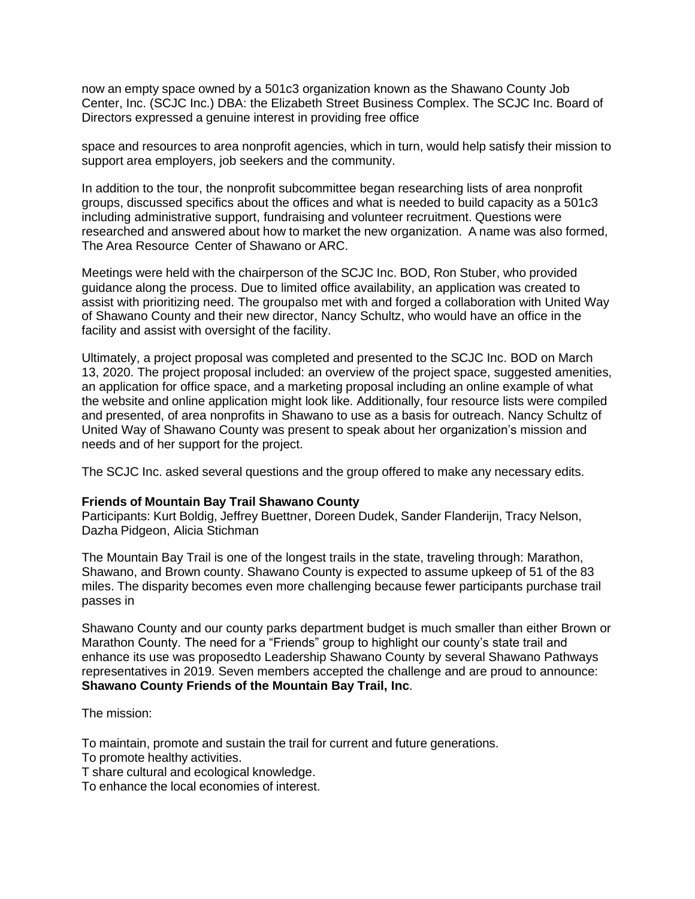now an empty space owned by a 501c3 organization known as the Shawano County Job Center, Inc. (SCJC Inc.) DBA: the Elizabeth Street Business Complex. The SCJC Inc. Board of Directors expressed a genuine interest in providing free office

space and resources to area nonprofit agencies, which in turn, would help satisfy their mission to support area employers, job seekers and the community.

In addition to the tour, the nonprofit subcommittee began researching lists of area nonprofit groups, discussed specifics about the offices and what is needed to build capacity as a 501c3 including administrative support, fundraising and volunteer recruitment. Questions were researched and answered about how to market the new organization. A name was also formed, The Area Resource Center of Shawano or ARC.

Meetings were held with the chairperson of the SCJC Inc. BOD, Ron Stuber, who provided guidance along the process. Due to limited office availability, an application was created to assist with prioritizing need. The groupalso met with and forged a collaboration with United Way of Shawano County and their new director, Nancy Schultz, who would have an office in the facility and assist with oversight of the facility.

Ultimately, a project proposal was completed and presented to the SCJC Inc. BOD on March 13, 2020. The project proposal included: an overview of the project space, suggested amenities, an application for office space, and a marketing proposal including an online example of what the website and online application might look like. Additionally, four resource lists were compiled and presented, of area nonprofits in Shawano to use as a basis for outreach. Nancy Schultz of United Way of Shawano County was present to speak about her organization's mission and needs and of her support for the project.

The SCJC Inc. asked several questions and the group offered to make any necessary edits.

**Friends of Mountain Bay Trail Shawano County**
Participants: Kurt Boldig, Jeffrey Buettner, Doreen Dudek, Sander Flanderijn, Tracy Nelson, Dazha Pidgeon, Alicia Stichman

The Mountain Bay Trail is one of the longest trails in the state, traveling through: Marathon, Shawano, and Brown county. Shawano County is expected to assume upkeep of 51 of the 83 miles. The disparity becomes even more challenging because fewer participants purchase trail passes in

Shawano County and our county parks department budget is much smaller than either Brown or Marathon County. The need for a "Friends" group to highlight our county's state trail and enhance its use was proposedto Leadership Shawano County by several Shawano Pathways representatives in 2019. Seven members accepted the challenge and are proud to announce: **Shawano County Friends of the Mountain Bay Trail, Inc**.

The mission:

To maintain, promote and sustain the trail for current and future generations.
To promote healthy activities.
T share cultural and ecological knowledge.
To enhance the local economies of interest.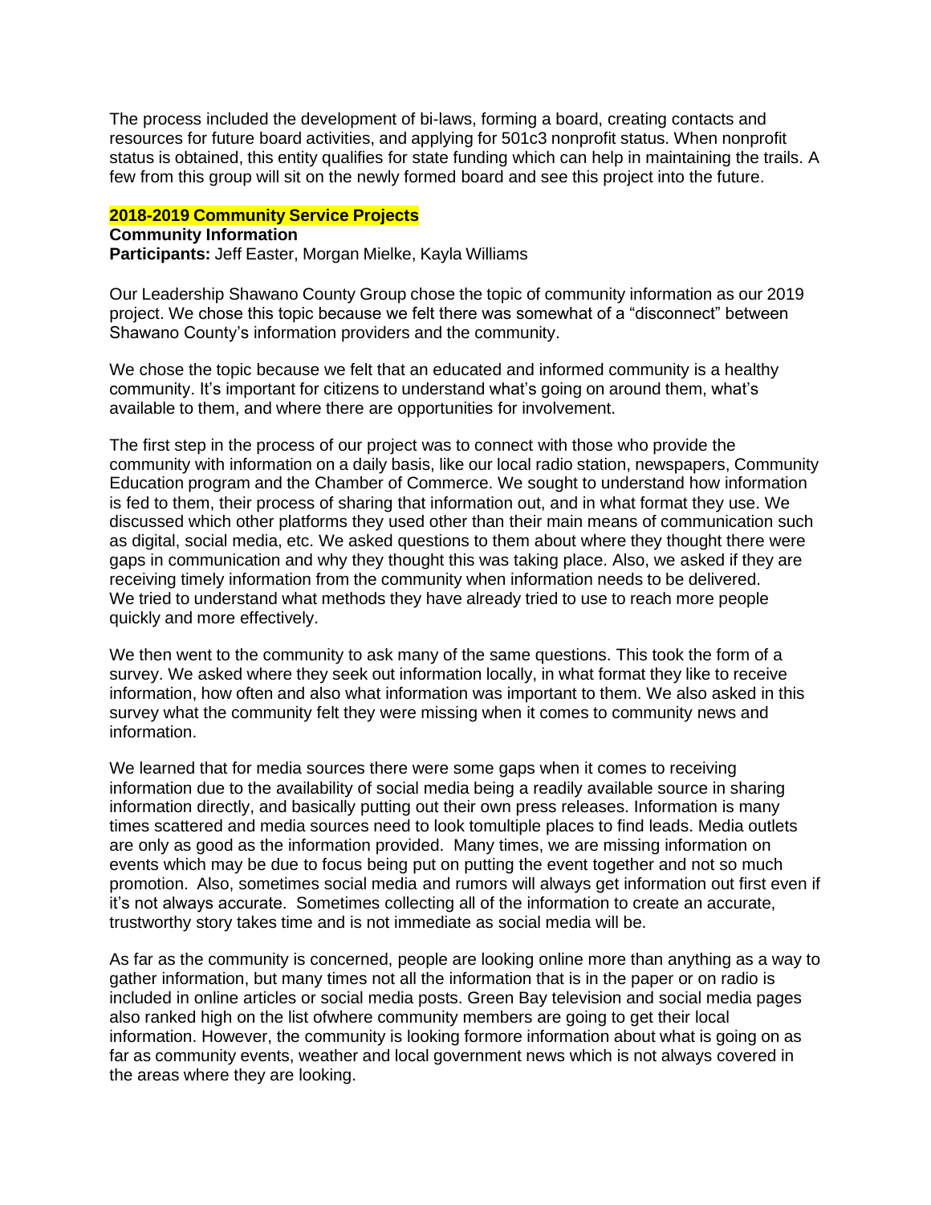The process included the development of bi-laws, forming a board, creating contacts and resources for future board activities, and applying for 501c3 nonprofit status. When nonprofit status is obtained, this entity qualifies for state funding which can help in maintaining the trails. A few from this group will sit on the newly formed board and see this project into the future.

## 2018-2019 Community Service Projects

**Community Information**

**Participants:** Jeff Easter, Morgan Mielke, Kayla Williams

Our Leadership Shawano County Group chose the topic of community information as our 2019 project. We chose this topic because we felt there was somewhat of a "disconnect" between Shawano County's information providers and the community.

We chose the topic because we felt that an educated and informed community is a healthy community. It's important for citizens to understand what's going on around them, what's available to them, and where there are opportunities for involvement.

The first step in the process of our project was to connect with those who provide the community with information on a daily basis, like our local radio station, newspapers, Community Education program and the Chamber of Commerce. We sought to understand how information is fed to them, their process of sharing that information out, and in what format they use. We discussed which other platforms they used other than their main means of communication such as digital, social media, etc. We asked questions to them about where they thought there were gaps in communication and why they thought this was taking place. Also, we asked if they are receiving timely information from the community when information needs to be delivered. We tried to understand what methods they have already tried to use to reach more people quickly and more effectively.

We then went to the community to ask many of the same questions. This took the form of a survey. We asked where they seek out information locally, in what format they like to receive information, how often and also what information was important to them. We also asked in this survey what the community felt they were missing when it comes to community news and information.

We learned that for media sources there were some gaps when it comes to receiving information due to the availability of social media being a readily available source in sharing information directly, and basically putting out their own press releases. Information is many times scattered and media sources need to look tomultiple places to find leads. Media outlets are only as good as the information provided. Many times, we are missing information on events which may be due to focus being put on putting the event together and not so much promotion. Also, sometimes social media and rumors will always get information out first even if it's not always accurate. Sometimes collecting all of the information to create an accurate, trustworthy story takes time and is not immediate as social media will be.

As far as the community is concerned, people are looking online more than anything as a way to gather information, but many times not all the information that is in the paper or on radio is included in online articles or social media posts. Green Bay television and social media pages also ranked high on the list ofwhere community members are going to get their local information. However, the community is looking formore information about what is going on as far as community events, weather and local government news which is not always covered in the areas where they are looking.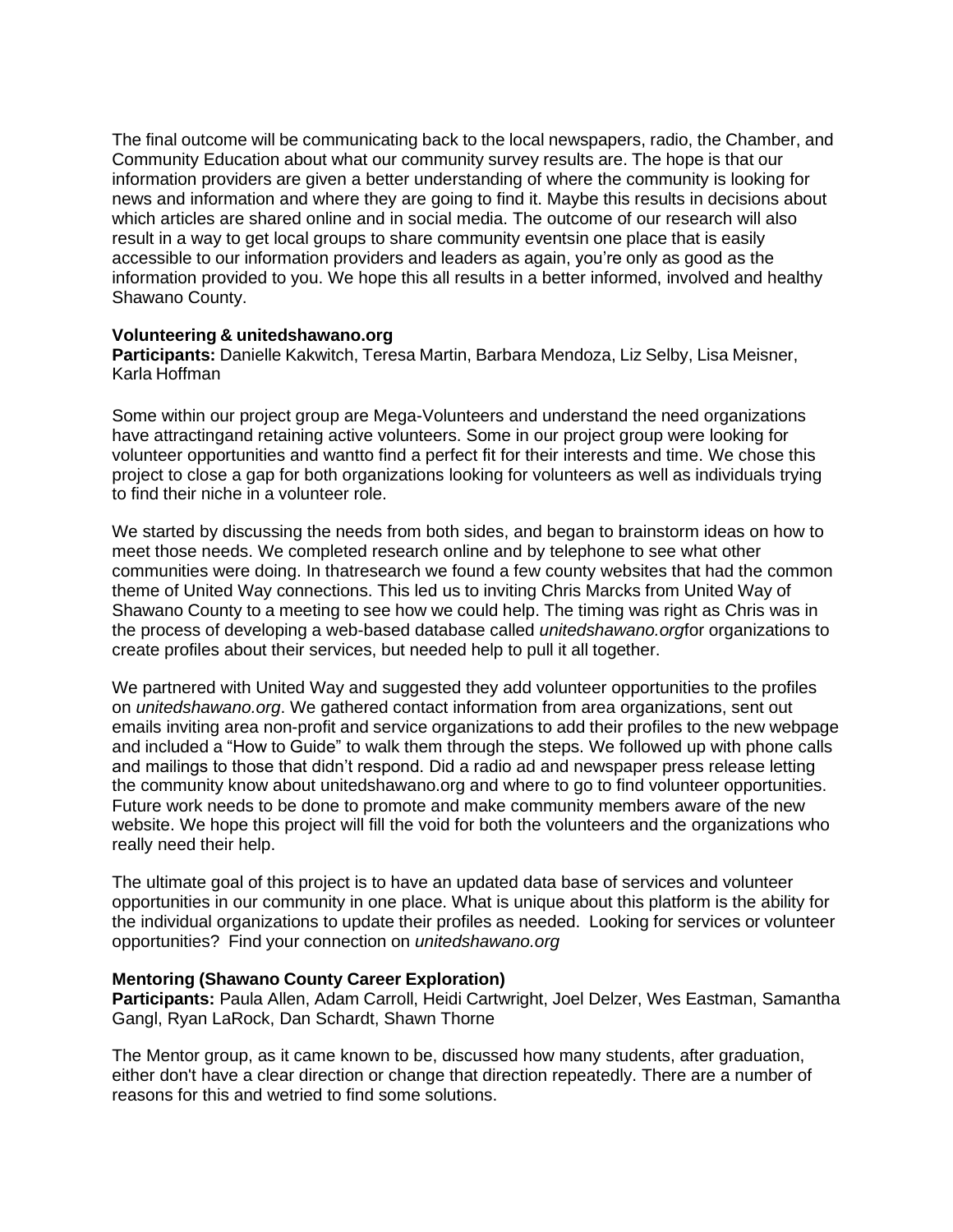The final outcome will be communicating back to the local newspapers, radio, the Chamber, and Community Education about what our community survey results are. The hope is that our information providers are given a better understanding of where the community is looking for news and information and where they are going to find it. Maybe this results in decisions about which articles are shared online and in social media. The outcome of our research will also result in a way to get local groups to share community eventsin one place that is easily accessible to our information providers and leaders as again, you're only as good as the information provided to you. We hope this all results in a better informed, involved and healthy Shawano County.

**Volunteering & unitedshawano.org**
**Participants:** Danielle Kakwitch, Teresa Martin, Barbara Mendoza, Liz Selby, Lisa Meisner, Karla Hoffman

Some within our project group are Mega-Volunteers and understand the need organizations have attractingand retaining active volunteers. Some in our project group were looking for volunteer opportunities and wantto find a perfect fit for their interests and time. We chose this project to close a gap for both organizations looking for volunteers as well as individuals trying to find their niche in a volunteer role.

We started by discussing the needs from both sides, and began to brainstorm ideas on how to meet those needs. We completed research online and by telephone to see what other communities were doing. In thatresearch we found a few county websites that had the common theme of United Way connections. This led us to inviting Chris Marcks from United Way of Shawano County to a meeting to see how we could help. The timing was right as Chris was in the process of developing a web-based database called *unitedshawano.org*for organizations to create profiles about their services, but needed help to pull it all together.

We partnered with United Way and suggested they add volunteer opportunities to the profiles on *unitedshawano.org*. We gathered contact information from area organizations, sent out emails inviting area non-profit and service organizations to add their profiles to the new webpage and included a "How to Guide" to walk them through the steps. We followed up with phone calls and mailings to those that didn't respond. Did a radio ad and newspaper press release letting the community know about unitedshawano.org and where to go to find volunteer opportunities. Future work needs to be done to promote and make community members aware of the new website. We hope this project will fill the void for both the volunteers and the organizations who really need their help.

The ultimate goal of this project is to have an updated data base of services and volunteer opportunities in our community in one place. What is unique about this platform is the ability for the individual organizations to update their profiles as needed. Looking for services or volunteer opportunities? Find your connection on *unitedshawano.org*

**Mentoring (Shawano County Career Exploration)**
**Participants:** Paula Allen, Adam Carroll, Heidi Cartwright, Joel Delzer, Wes Eastman, Samantha Gangl, Ryan LaRock, Dan Schardt, Shawn Thorne

The Mentor group, as it came known to be, discussed how many students, after graduation, either don't have a clear direction or change that direction repeatedly. There are a number of reasons for this and wetried to find some solutions.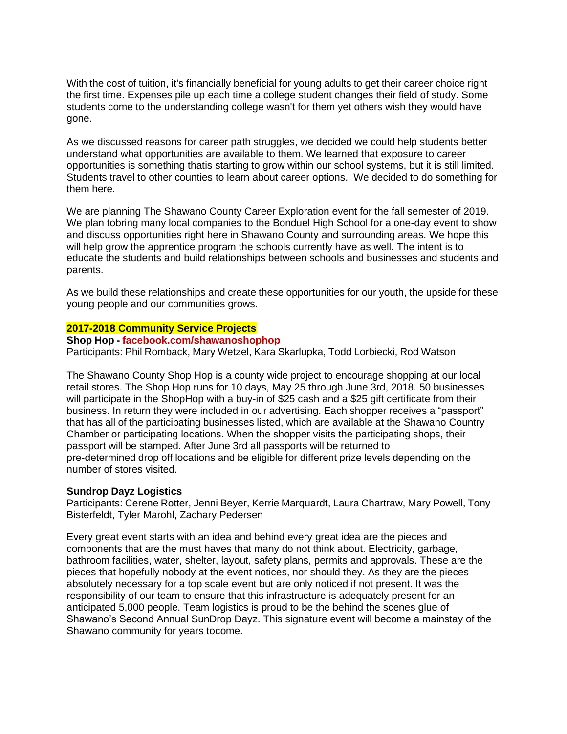With the cost of tuition, it's financially beneficial for young adults to get their career choice right the first time. Expenses pile up each time a college student changes their field of study. Some students come to the understanding college wasn't for them yet others wish they would have gone.

As we discussed reasons for career path struggles, we decided we could help students better understand what opportunities are available to them. We learned that exposure to career opportunities is something thatis starting to grow within our school systems, but it is still limited. Students travel to other counties to learn about career options. We decided to do something for them here.

We are planning The Shawano County Career Exploration event for the fall semester of 2019. We plan tobring many local companies to the Bonduel High School for a one-day event to show and discuss opportunities right here in Shawano County and surrounding areas. We hope this will help grow the apprentice program the schools currently have as well. The intent is to educate the students and build relationships between schools and businesses and students and parents.

As we build these relationships and create these opportunities for our youth, the upside for these young people and our communities grows.

## 2017-2018 Community Service Projects

**Shop Hop - facebook.com/shawanoshophop**

Participants: Phil Romback, Mary Wetzel, Kara Skarlupka, Todd Lorbiecki, Rod Watson

The Shawano County Shop Hop is a county wide project to encourage shopping at our local retail stores. The Shop Hop runs for 10 days, May 25 through June 3rd, 2018. 50 businesses will participate in the ShopHop with a buy-in of $25 cash and a $25 gift certificate from their business. In return they were included in our advertising. Each shopper receives a "passport" that has all of the participating businesses listed, which are available at the Shawano Country Chamber or participating locations. When the shopper visits the participating shops, their passport will be stamped. After June 3rd all passports will be returned to pre-determined drop off locations and be eligible for different prize levels depending on the number of stores visited.

**Sundrop Dayz Logistics**

Participants: Cerene Rotter, Jenni Beyer, Kerrie Marquardt, Laura Chartraw, Mary Powell, Tony Bisterfeldt, Tyler Marohl, Zachary Pedersen

Every great event starts with an idea and behind every great idea are the pieces and components that are the must haves that many do not think about. Electricity, garbage, bathroom facilities, water, shelter, layout, safety plans, permits and approvals. These are the pieces that hopefully nobody at the event notices, nor should they. As they are the pieces absolutely necessary for a top scale event but are only noticed if not present. It was the responsibility of our team to ensure that this infrastructure is adequately present for an anticipated 5,000 people. Team logistics is proud to be the behind the scenes glue of Shawano's Second Annual SunDrop Dayz. This signature event will become a mainstay of the Shawano community for years tocome.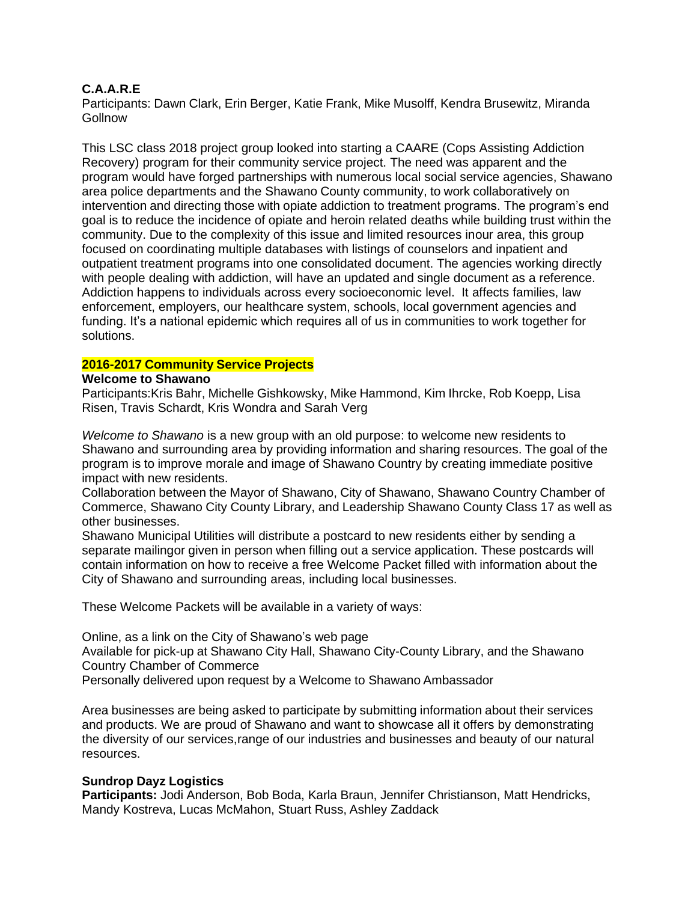**C.A.A.R.E**

Participants: Dawn Clark, Erin Berger, Katie Frank, Mike Musolff, Kendra Brusewitz, Miranda Gollnow

This LSC class 2018 project group looked into starting a CAARE (Cops Assisting Addiction Recovery) program for their community service project. The need was apparent and the program would have forged partnerships with numerous local social service agencies, Shawano area police departments and the Shawano County community, to work collaboratively on intervention and directing those with opiate addiction to treatment programs. The program's end goal is to reduce the incidence of opiate and heroin related deaths while building trust within the community. Due to the complexity of this issue and limited resources inour area, this group focused on coordinating multiple databases with listings of counselors and inpatient and outpatient treatment programs into one consolidated document. The agencies working directly with people dealing with addiction, will have an updated and single document as a reference. Addiction happens to individuals across every socioeconomic level. It affects families, law enforcement, employers, our healthcare system, schools, local government agencies and funding. It's a national epidemic which requires all of us in communities to work together for solutions.

## 2016-2017 Community Service Projects

**Welcome to Shawano**

Participants:Kris Bahr, Michelle Gishkowsky, Mike Hammond, Kim Ihrcke, Rob Koepp, Lisa Risen, Travis Schardt, Kris Wondra and Sarah Verg

*Welcome to Shawano* is a new group with an old purpose: to welcome new residents to Shawano and surrounding area by providing information and sharing resources. The goal of the program is to improve morale and image of Shawano Country by creating immediate positive impact with new residents.

Collaboration between the Mayor of Shawano, City of Shawano, Shawano Country Chamber of Commerce, Shawano City County Library, and Leadership Shawano County Class 17 as well as other businesses.

Shawano Municipal Utilities will distribute a postcard to new residents either by sending a separate mailingor given in person when filling out a service application. These postcards will contain information on how to receive a free Welcome Packet filled with information about the City of Shawano and surrounding areas, including local businesses.

These Welcome Packets will be available in a variety of ways:

Online, as a link on the City of Shawano's web page

Available for pick-up at Shawano City Hall, Shawano City-County Library, and the Shawano Country Chamber of Commerce

Personally delivered upon request by a Welcome to Shawano Ambassador

Area businesses are being asked to participate by submitting information about their services and products. We are proud of Shawano and want to showcase all it offers by demonstrating the diversity of our services,range of our industries and businesses and beauty of our natural resources.

**Sundrop Dayz Logistics**

**Participants:** Jodi Anderson, Bob Boda, Karla Braun, Jennifer Christianson, Matt Hendricks, Mandy Kostreva, Lucas McMahon, Stuart Russ, Ashley Zaddack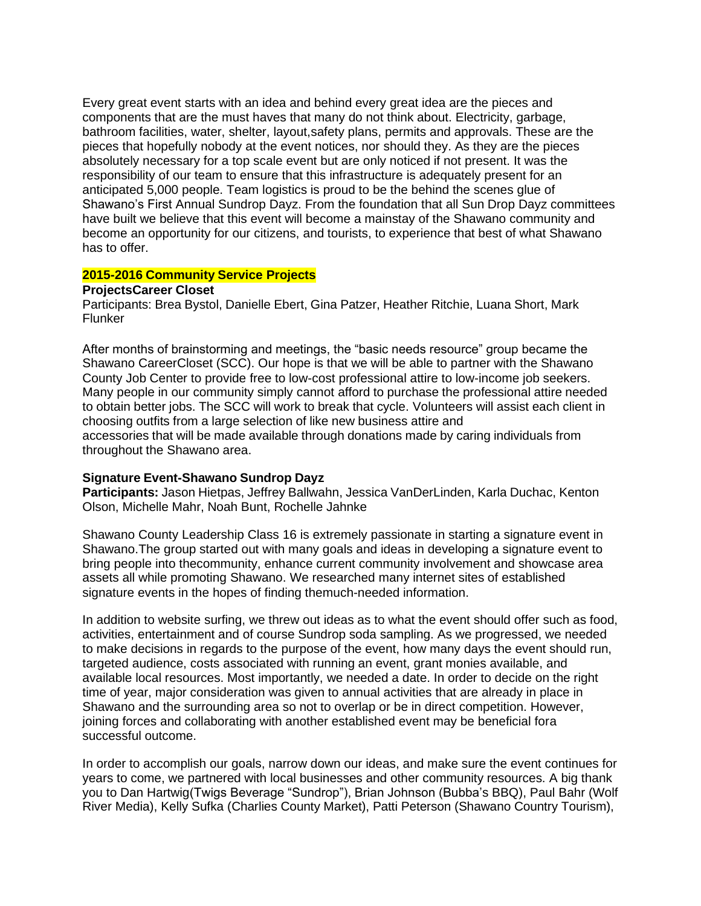Every great event starts with an idea and behind every great idea are the pieces and components that are the must haves that many do not think about. Electricity, garbage, bathroom facilities, water, shelter, layout,safety plans, permits and approvals. These are the pieces that hopefully nobody at the event notices, nor should they. As they are the pieces absolutely necessary for a top scale event but are only noticed if not present. It was the responsibility of our team to ensure that this infrastructure is adequately present for an anticipated 5,000 people. Team logistics is proud to be the behind the scenes glue of Shawano's First Annual Sundrop Dayz. From the foundation that all Sun Drop Dayz committees have built we believe that this event will become a mainstay of the Shawano community and become an opportunity for our citizens, and tourists, to experience that best of what Shawano has to offer.

**2015-2016 Community Service Projects**

**ProjectsCareer Closet**

Participants: Brea Bystol, Danielle Ebert, Gina Patzer, Heather Ritchie, Luana Short, Mark Flunker

After months of brainstorming and meetings, the "basic needs resource" group became the Shawano CareerCloset (SCC). Our hope is that we will be able to partner with the Shawano County Job Center to provide free to low-cost professional attire to low-income job seekers. Many people in our community simply cannot afford to purchase the professional attire needed to obtain better jobs. The SCC will work to break that cycle. Volunteers will assist each client in choosing outfits from a large selection of like new business attire and accessories that will be made available through donations made by caring individuals from throughout the Shawano area.

**Signature Event-Shawano Sundrop Dayz**

**Participants:** Jason Hietpas, Jeffrey Ballwahn, Jessica VanDerLinden, Karla Duchac, Kenton Olson, Michelle Mahr, Noah Bunt, Rochelle Jahnke

Shawano County Leadership Class 16 is extremely passionate in starting a signature event in Shawano.The group started out with many goals and ideas in developing a signature event to bring people into thecommunity, enhance current community involvement and showcase area assets all while promoting Shawano. We researched many internet sites of established signature events in the hopes of finding themuch-needed information.

In addition to website surfing, we threw out ideas as to what the event should offer such as food, activities, entertainment and of course Sundrop soda sampling. As we progressed, we needed to make decisions in regards to the purpose of the event, how many days the event should run, targeted audience, costs associated with running an event, grant monies available, and available local resources. Most importantly, we needed a date. In order to decide on the right time of year, major consideration was given to annual activities that are already in place in Shawano and the surrounding area so not to overlap or be in direct competition. However, joining forces and collaborating with another established event may be beneficial fora successful outcome.

In order to accomplish our goals, narrow down our ideas, and make sure the event continues for years to come, we partnered with local businesses and other community resources. A big thank you to Dan Hartwig(Twigs Beverage "Sundrop"), Brian Johnson (Bubba's BBQ), Paul Bahr (Wolf River Media), Kelly Sufka (Charlies County Market), Patti Peterson (Shawano Country Tourism),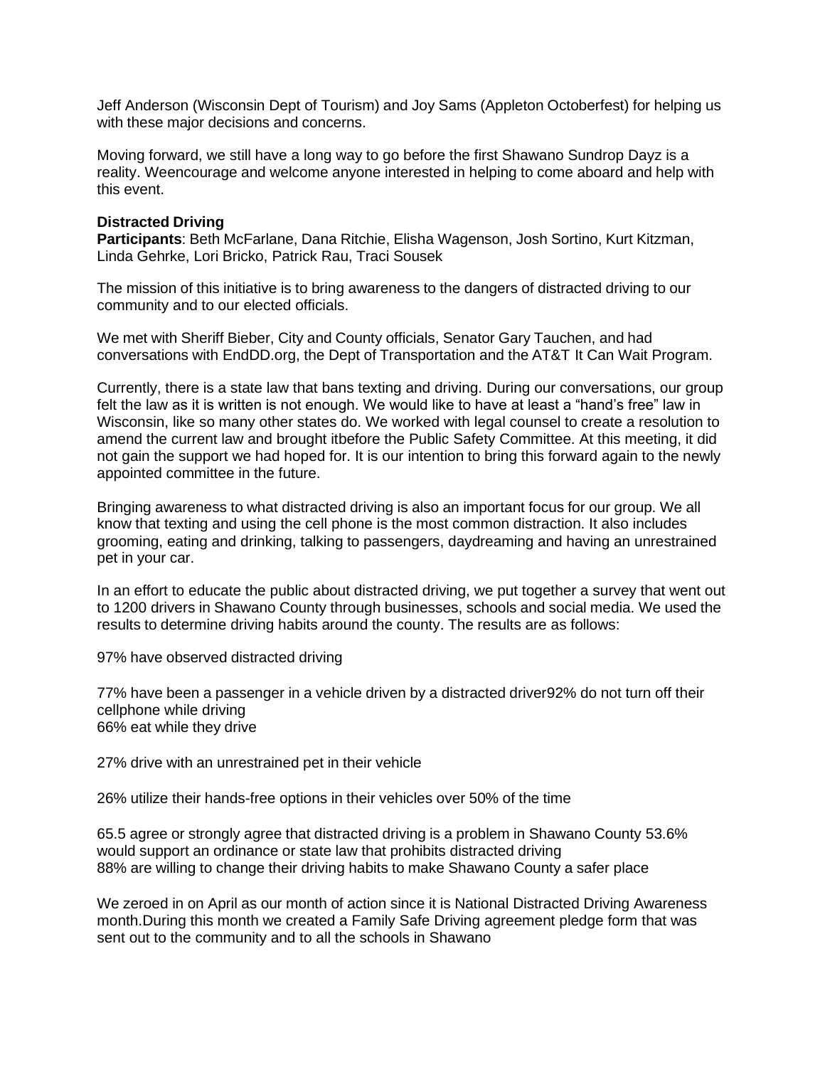Jeff Anderson (Wisconsin Dept of Tourism) and Joy Sams (Appleton Octoberfest) for helping us with these major decisions and concerns.

Moving forward, we still have a long way to go before the first Shawano Sundrop Dayz is a reality. Weencourage and welcome anyone interested in helping to come aboard and help with this event.

**Distracted Driving**
**Participants**: Beth McFarlane, Dana Ritchie, Elisha Wagenson, Josh Sortino, Kurt Kitzman, Linda Gehrke, Lori Bricko, Patrick Rau, Traci Sousek

The mission of this initiative is to bring awareness to the dangers of distracted driving to our community and to our elected officials.

We met with Sheriff Bieber, City and County officials, Senator Gary Tauchen, and had conversations with EndDD.org, the Dept of Transportation and the AT&T It Can Wait Program.

Currently, there is a state law that bans texting and driving. During our conversations, our group felt the law as it is written is not enough. We would like to have at least a "hand's free" law in Wisconsin, like so many other states do. We worked with legal counsel to create a resolution to amend the current law and brought itbefore the Public Safety Committee. At this meeting, it did not gain the support we had hoped for. It is our intention to bring this forward again to the newly appointed committee in the future.

Bringing awareness to what distracted driving is also an important focus for our group. We all know that texting and using the cell phone is the most common distraction. It also includes grooming, eating and drinking, talking to passengers, daydreaming and having an unrestrained pet in your car.

In an effort to educate the public about distracted driving, we put together a survey that went out to 1200 drivers in Shawano County through businesses, schools and social media. We used the results to determine driving habits around the county. The results are as follows:

97% have observed distracted driving

77% have been a passenger in a vehicle driven by a distracted driver92% do not turn off their cellphone while driving
66% eat while they drive

27% drive with an unrestrained pet in their vehicle

26% utilize their hands-free options in their vehicles over 50% of the time

65.5 agree or strongly agree that distracted driving is a problem in Shawano County 53.6% would support an ordinance or state law that prohibits distracted driving
88% are willing to change their driving habits to make Shawano County a safer place

We zeroed in on April as our month of action since it is National Distracted Driving Awareness month.During this month we created a Family Safe Driving agreement pledge form that was sent out to the community and to all the schools in Shawano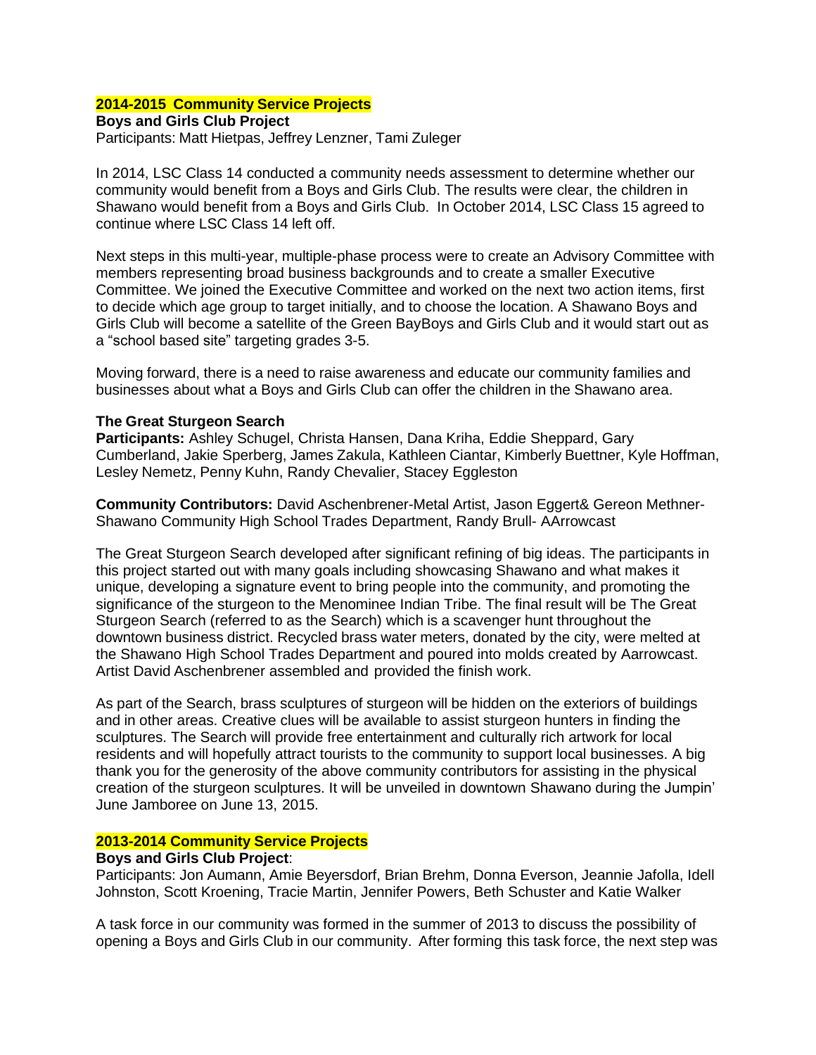## 2014-2015 Community Service Projects

**Boys and Girls Club Project**

Participants: Matt Hietpas, Jeffrey Lenzner, Tami Zuleger

In 2014, LSC Class 14 conducted a community needs assessment to determine whether our community would benefit from a Boys and Girls Club. The results were clear, the children in Shawano would benefit from a Boys and Girls Club. In October 2014, LSC Class 15 agreed to continue where LSC Class 14 left off.

Next steps in this multi-year, multiple-phase process were to create an Advisory Committee with members representing broad business backgrounds and to create a smaller Executive Committee. We joined the Executive Committee and worked on the next two action items, first to decide which age group to target initially, and to choose the location. A Shawano Boys and Girls Club will become a satellite of the Green BayBoys and Girls Club and it would start out as a "school based site" targeting grades 3-5.

Moving forward, there is a need to raise awareness and educate our community families and businesses about what a Boys and Girls Club can offer the children in the Shawano area.

**The Great Sturgeon Search**

**Participants:** Ashley Schugel, Christa Hansen, Dana Kriha, Eddie Sheppard, Gary Cumberland, Jakie Sperberg, James Zakula, Kathleen Ciantar, Kimberly Buettner, Kyle Hoffman, Lesley Nemetz, Penny Kuhn, Randy Chevalier, Stacey Eggleston

**Community Contributors:** David Aschenbrener-Metal Artist, Jason Eggert& Gereon Methner-Shawano Community High School Trades Department, Randy Brull- AArrowcast

The Great Sturgeon Search developed after significant refining of big ideas. The participants in this project started out with many goals including showcasing Shawano and what makes it unique, developing a signature event to bring people into the community, and promoting the significance of the sturgeon to the Menominee Indian Tribe. The final result will be The Great Sturgeon Search (referred to as the Search) which is a scavenger hunt throughout the downtown business district. Recycled brass water meters, donated by the city, were melted at the Shawano High School Trades Department and poured into molds created by Aarrowcast. Artist David Aschenbrener assembled and provided the finish work.

As part of the Search, brass sculptures of sturgeon will be hidden on the exteriors of buildings and in other areas. Creative clues will be available to assist sturgeon hunters in finding the sculptures. The Search will provide free entertainment and culturally rich artwork for local residents and will hopefully attract tourists to the community to support local businesses. A big thank you for the generosity of the above community contributors for assisting in the physical creation of the sturgeon sculptures. It will be unveiled in downtown Shawano during the Jumpin' June Jamboree on June 13, 2015.

## 2013-2014 Community Service Projects

**Boys and Girls Club Project**:

Participants: Jon Aumann, Amie Beyersdorf, Brian Brehm, Donna Everson, Jeannie Jafolla, Idell Johnston, Scott Kroening, Tracie Martin, Jennifer Powers, Beth Schuster and Katie Walker

A task force in our community was formed in the summer of 2013 to discuss the possibility of opening a Boys and Girls Club in our community. After forming this task force, the next step was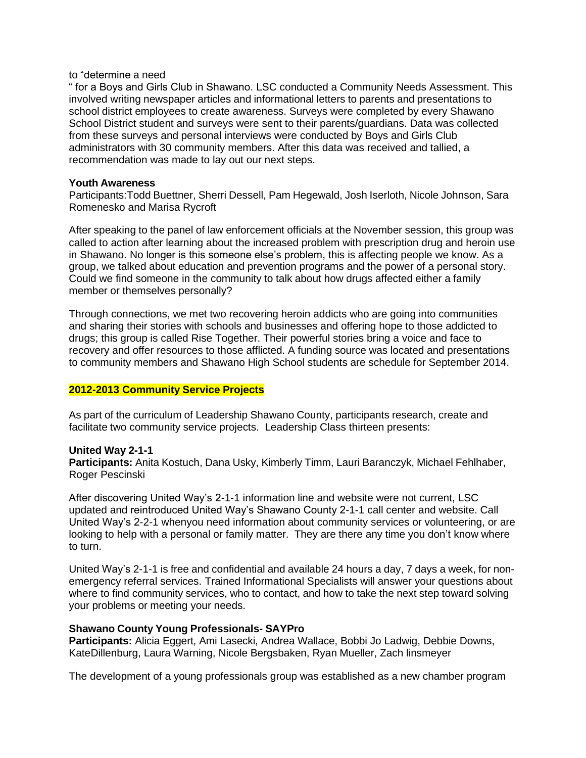to "determine a need
" for a Boys and Girls Club in Shawano. LSC conducted a Community Needs Assessment. This involved writing newspaper articles and informational letters to parents and presentations to school district employees to create awareness. Surveys were completed by every Shawano School District student and surveys were sent to their parents/guardians. Data was collected from these surveys and personal interviews were conducted by Boys and Girls Club administrators with 30 community members. After this data was received and tallied, a recommendation was made to lay out our next steps.

**Youth Awareness**
Participants:Todd Buettner, Sherri Dessell, Pam Hegewald, Josh Iserloth, Nicole Johnson, Sara Romenesko and Marisa Rycroft

After speaking to the panel of law enforcement officials at the November session, this group was called to action after learning about the increased problem with prescription drug and heroin use in Shawano. No longer is this someone else's problem, this is affecting people we know. As a group, we talked about education and prevention programs and the power of a personal story. Could we find someone in the community to talk about how drugs affected either a family member or themselves personally?

Through connections, we met two recovering heroin addicts who are going into communities and sharing their stories with schools and businesses and offering hope to those addicted to drugs; this group is called Rise Together. Their powerful stories bring a voice and face to recovery and offer resources to those afflicted. A funding source was located and presentations to community members and Shawano High School students are schedule for September 2014.

## 2012-2013 Community Service Projects

As part of the curriculum of Leadership Shawano County, participants research, create and facilitate two community service projects. Leadership Class thirteen presents:

**United Way 2-1-1**
**Participants:** Anita Kostuch, Dana Usky, Kimberly Timm, Lauri Baranczyk, Michael Fehlhaber, Roger Pescinski

After discovering United Way's 2-1-1 information line and website were not current, LSC updated and reintroduced United Way's Shawano County 2-1-1 call center and website. Call United Way's 2-2-1 whenyou need information about community services or volunteering, or are looking to help with a personal or family matter. They are there any time you don't know where to turn.

United Way's 2-1-1 is free and confidential and available 24 hours a day, 7 days a week, for non-emergency referral services. Trained Informational Specialists will answer your questions about where to find community services, who to contact, and how to take the next step toward solving your problems or meeting your needs.

**Shawano County Young Professionals- SAYPro**
**Participants:** Alicia Eggert, Ami Lasecki, Andrea Wallace, Bobbi Jo Ladwig, Debbie Downs, KateDillenburg, Laura Warning, Nicole Bergsbaken, Ryan Mueller, Zach linsmeyer

The development of a young professionals group was established as a new chamber program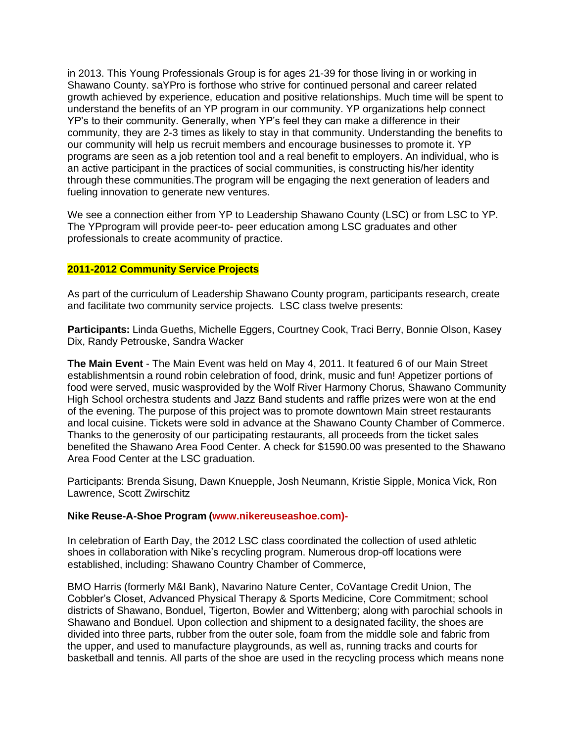in 2013. This Young Professionals Group is for ages 21-39 for those living in or working in Shawano County. saYPro is forthose who strive for continued personal and career related growth achieved by experience, education and positive relationships. Much time will be spent to understand the benefits of an YP program in our community. YP organizations help connect YP's to their community. Generally, when YP's feel they can make a difference in their community, they are 2-3 times as likely to stay in that community. Understanding the benefits to our community will help us recruit members and encourage businesses to promote it. YP programs are seen as a job retention tool and a real benefit to employers. An individual, who is an active participant in the practices of social communities, is constructing his/her identity through these communities.The program will be engaging the next generation of leaders and fueling innovation to generate new ventures.

We see a connection either from YP to Leadership Shawano County (LSC) or from LSC to YP. The YPprogram will provide peer-to- peer education among LSC graduates and other professionals to create acommunity of practice.

## 2011-2012 Community Service Projects

As part of the curriculum of Leadership Shawano County program, participants research, create and facilitate two community service projects. LSC class twelve presents:

**Participants:** Linda Gueths, Michelle Eggers, Courtney Cook, Traci Berry, Bonnie Olson, Kasey Dix, Randy Petrouske, Sandra Wacker

**The Main Event** - The Main Event was held on May 4, 2011. It featured 6 of our Main Street establishmentsin a round robin celebration of food, drink, music and fun! Appetizer portions of food were served, music wasprovided by the Wolf River Harmony Chorus, Shawano Community High School orchestra students and Jazz Band students and raffle prizes were won at the end of the evening. The purpose of this project was to promote downtown Main street restaurants and local cuisine. Tickets were sold in advance at the Shawano County Chamber of Commerce. Thanks to the generosity of our participating restaurants, all proceeds from the ticket sales benefited the Shawano Area Food Center. A check for $1590.00 was presented to the Shawano Area Food Center at the LSC graduation.

Participants: Brenda Sisung, Dawn Knuepple, Josh Neumann, Kristie Sipple, Monica Vick, Ron Lawrence, Scott Zwirschitz

**Nike Reuse-A-Shoe Program (www.nikereuseashoe.com)-**

In celebration of Earth Day, the 2012 LSC class coordinated the collection of used athletic shoes in collaboration with Nike's recycling program. Numerous drop-off locations were established, including: Shawano Country Chamber of Commerce,

BMO Harris (formerly M&I Bank), Navarino Nature Center, CoVantage Credit Union, The Cobbler's Closet, Advanced Physical Therapy & Sports Medicine, Core Commitment; school districts of Shawano, Bonduel, Tigerton, Bowler and Wittenberg; along with parochial schools in Shawano and Bonduel. Upon collection and shipment to a designated facility, the shoes are divided into three parts, rubber from the outer sole, foam from the middle sole and fabric from the upper, and used to manufacture playgrounds, as well as, running tracks and courts for basketball and tennis. All parts of the shoe are used in the recycling process which means none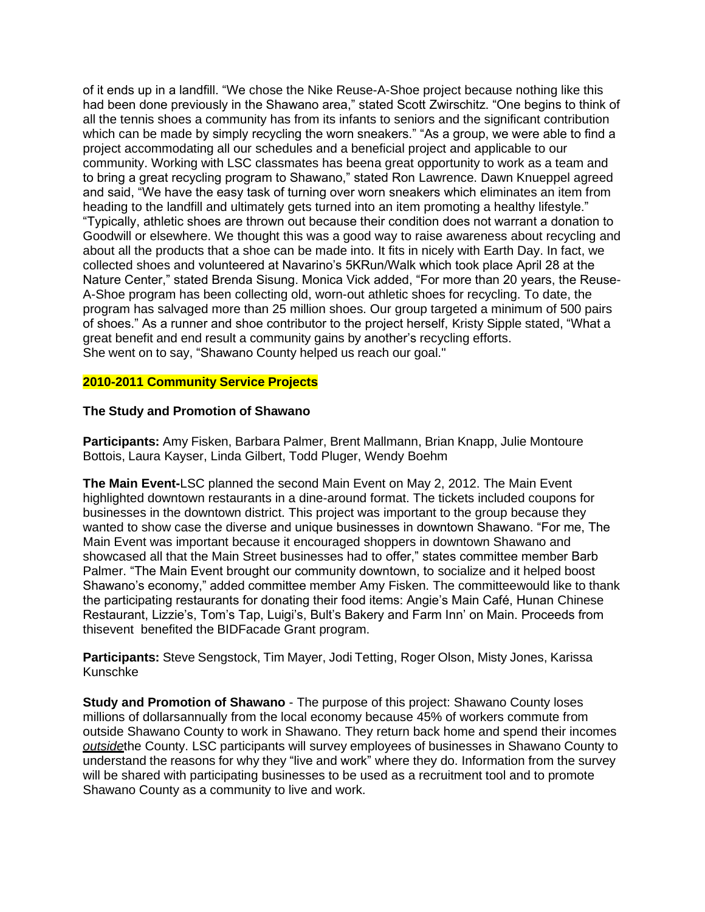of it ends up in a landfill. “We chose the Nike Reuse-A-Shoe project because nothing like this had been done previously in the Shawano area,” stated Scott Zwirschitz. “One begins to think of all the tennis shoes a community has from its infants to seniors and the significant contribution which can be made by simply recycling the worn sneakers.” “As a group, we were able to find a project accommodating all our schedules and a beneficial project and applicable to our community. Working with LSC classmates has beena great opportunity to work as a team and to bring a great recycling program to Shawano,” stated Ron Lawrence. Dawn Knueppel agreed and said, “We have the easy task of turning over worn sneakers which eliminates an item from heading to the landfill and ultimately gets turned into an item promoting a healthy lifestyle.” “Typically, athletic shoes are thrown out because their condition does not warrant a donation to Goodwill or elsewhere. We thought this was a good way to raise awareness about recycling and about all the products that a shoe can be made into. It fits in nicely with Earth Day. In fact, we collected shoes and volunteered at Navarino’s 5KRun/Walk which took place April 28 at the Nature Center,” stated Brenda Sisung. Monica Vick added, “For more than 20 years, the Reuse-A-Shoe program has been collecting old, worn-out athletic shoes for recycling. To date, the program has salvaged more than 25 million shoes. Our group targeted a minimum of 500 pairs of shoes.” As a runner and shoe contributor to the project herself, Kristy Sipple stated, “What a great benefit and end result a community gains by another’s recycling efforts.
She went on to say, “Shawano County helped us reach our goal."

## 2010-2011 Community Service Projects

### The Study and Promotion of Shawano

**Participants:** Amy Fisken, Barbara Palmer, Brent Mallmann, Brian Knapp, Julie Montoure Bottois, Laura Kayser, Linda Gilbert, Todd Pluger, Wendy Boehm

**The Main Event-**LSC planned the second Main Event on May 2, 2012. The Main Event highlighted downtown restaurants in a dine-around format. The tickets included coupons for businesses in the downtown district. This project was important to the group because they wanted to show case the diverse and unique businesses in downtown Shawano. “For me, The Main Event was important because it encouraged shoppers in downtown Shawano and showcased all that the Main Street businesses had to offer,” states committee member Barb Palmer. “The Main Event brought our community downtown, to socialize and it helped boost Shawano’s economy,” added committee member Amy Fisken. The committeewould like to thank the participating restaurants for donating their food items: Angie’s Main Café, Hunan Chinese Restaurant, Lizzie’s, Tom’s Tap, Luigi’s, Bult’s Bakery and Farm Inn’ on Main. Proceeds from thisevent benefited the BIDFacade Grant program.

**Participants:** Steve Sengstock, Tim Mayer, Jodi Tetting, Roger Olson, Misty Jones, Karissa Kunschke

**Study and Promotion of Shawano** - The purpose of this project: Shawano County loses millions of dollarsannually from the local economy because 45% of workers commute from outside Shawano County to work in Shawano. They return back home and spend their incomes ***outside***the County. LSC participants will survey employees of businesses in Shawano County to understand the reasons for why they “live and work” where they do. Information from the survey will be shared with participating businesses to be used as a recruitment tool and to promote Shawano County as a community to live and work.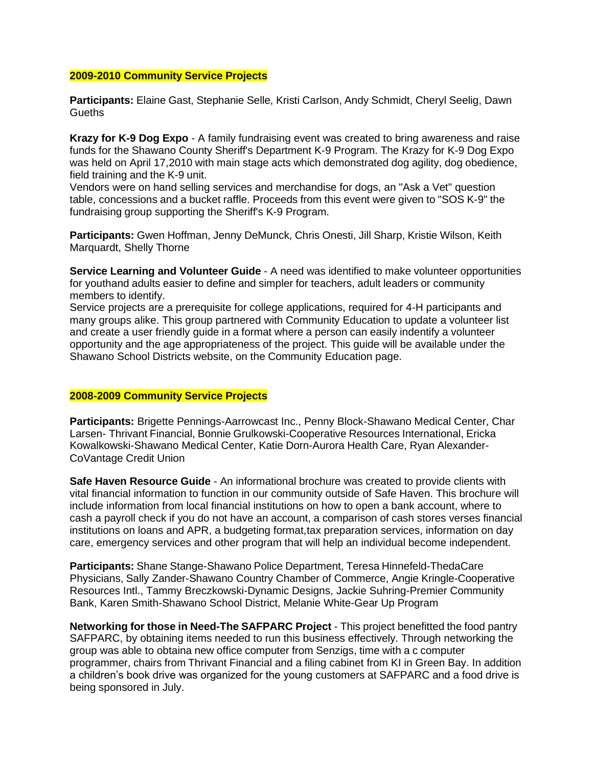## 2009-2010 Community Service Projects

**Participants:** Elaine Gast, Stephanie Selle, Kristi Carlson, Andy Schmidt, Cheryl Seelig, Dawn Gueths

**Krazy for K-9 Dog Expo** - A family fundraising event was created to bring awareness and raise funds for the Shawano County Sheriff's Department K-9 Program. The Krazy for K-9 Dog Expo was held on April 17,2010 with main stage acts which demonstrated dog agility, dog obedience, field training and the K-9 unit.

Vendors were on hand selling services and merchandise for dogs, an "Ask a Vet" question table, concessions and a bucket raffle. Proceeds from this event were given to "SOS K-9" the fundraising group supporting the Sheriff's K-9 Program.

**Participants:** Gwen Hoffman, Jenny DeMunck, Chris Onesti, Jill Sharp, Kristie Wilson, Keith Marquardt, Shelly Thorne

**Service Learning and Volunteer Guide** - A need was identified to make volunteer opportunities for youthand adults easier to define and simpler for teachers, adult leaders or community members to identify.

Service projects are a prerequisite for college applications, required for 4-H participants and many groups alike. This group partnered with Community Education to update a volunteer list and create a user friendly guide in a format where a person can easily indentify a volunteer opportunity and the age appropriateness of the project. This guide will be available under the Shawano School Districts website, on the Community Education page.

## 2008-2009 Community Service Projects

**Participants:** Brigette Pennings-Aarrowcast Inc., Penny Block-Shawano Medical Center, Char Larsen- Thrivant Financial, Bonnie Grulkowski-Cooperative Resources International, Ericka Kowalkowski-Shawano Medical Center, Katie Dorn-Aurora Health Care, Ryan Alexander-CoVantage Credit Union

**Safe Haven Resource Guide** - An informational brochure was created to provide clients with vital financial information to function in our community outside of Safe Haven. This brochure will include information from local financial institutions on how to open a bank account, where to cash a payroll check if you do not have an account, a comparison of cash stores verses financial institutions on loans and APR, a budgeting format,tax preparation services, information on day care, emergency services and other program that will help an individual become independent.

**Participants:** Shane Stange-Shawano Police Department, Teresa Hinnefeld-ThedaCare Physicians, Sally Zander-Shawano Country Chamber of Commerce, Angie Kringle-Cooperative Resources Intl., Tammy Breczkowski-Dynamic Designs, Jackie Suhring-Premier Community Bank, Karen Smith-Shawano School District, Melanie White-Gear Up Program

**Networking for those in Need-The SAFPARC Project** - This project benefitted the food pantry SAFPARC, by obtaining items needed to run this business effectively. Through networking the group was able to obtaina new office computer from Senzigs, time with a c computer programmer, chairs from Thrivant Financial and a filing cabinet from KI in Green Bay. In addition a children's book drive was organized for the young customers at SAFPARC and a food drive is being sponsored in July.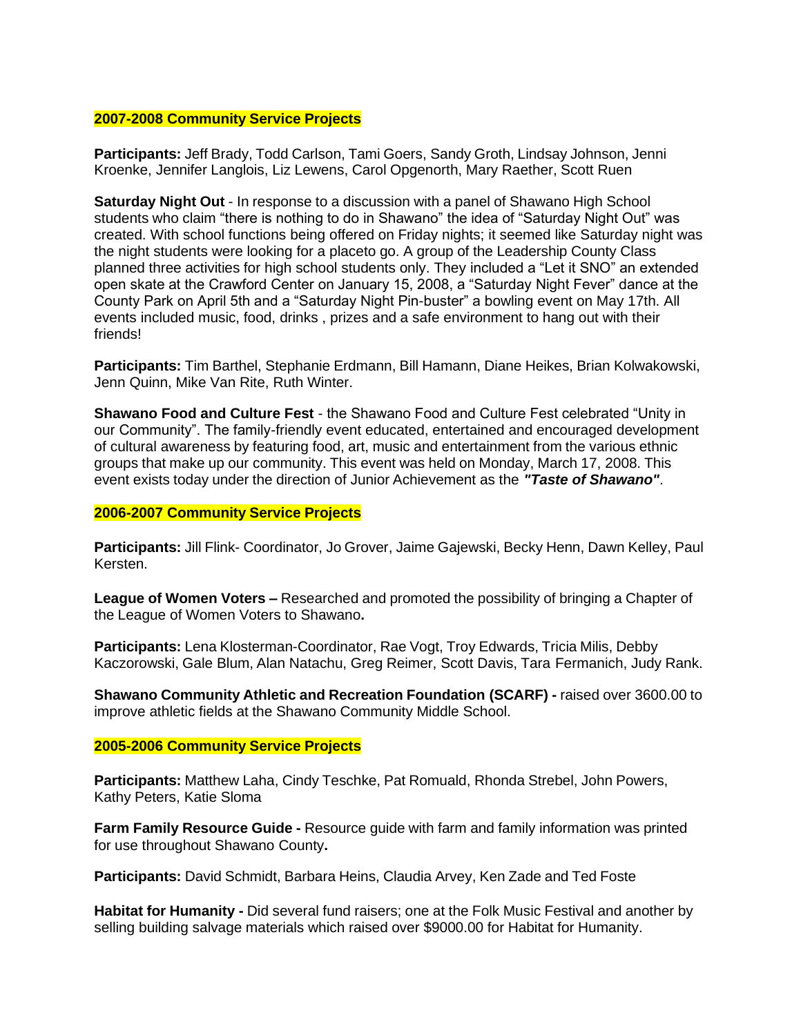## 2007-2008 Community Service Projects

**Participants:** Jeff Brady, Todd Carlson, Tami Goers, Sandy Groth, Lindsay Johnson, Jenni Kroenke, Jennifer Langlois, Liz Lewens, Carol Opgenorth, Mary Raether, Scott Ruen

**Saturday Night Out** - In response to a discussion with a panel of Shawano High School students who claim "there is nothing to do in Shawano" the idea of "Saturday Night Out" was created. With school functions being offered on Friday nights; it seemed like Saturday night was the night students were looking for a placeto go. A group of the Leadership County Class planned three activities for high school students only. They included a "Let it SNO" an extended open skate at the Crawford Center on January 15, 2008, a "Saturday Night Fever" dance at the County Park on April 5th and a "Saturday Night Pin-buster" a bowling event on May 17th. All events included music, food, drinks , prizes and a safe environment to hang out with their friends!

**Participants:** Tim Barthel, Stephanie Erdmann, Bill Hamann, Diane Heikes, Brian Kolwakowski, Jenn Quinn, Mike Van Rite, Ruth Winter.

**Shawano Food and Culture Fest** - the Shawano Food and Culture Fest celebrated "Unity in our Community". The family-friendly event educated, entertained and encouraged development of cultural awareness by featuring food, art, music and entertainment from the various ethnic groups that make up our community. This event was held on Monday, March 17, 2008. This event exists today under the direction of Junior Achievement as the ***"Taste of Shawano"***.

## 2006-2007 Community Service Projects

**Participants:** Jill Flink- Coordinator, Jo Grover, Jaime Gajewski, Becky Henn, Dawn Kelley, Paul Kersten.

**League of Women Voters –** Researched and promoted the possibility of bringing a Chapter of the League of Women Voters to Shawano**.**

**Participants:** Lena Klosterman-Coordinator, Rae Vogt, Troy Edwards, Tricia Milis, Debby Kaczorowski, Gale Blum, Alan Natachu, Greg Reimer, Scott Davis, Tara Fermanich, Judy Rank.

**Shawano Community Athletic and Recreation Foundation (SCARF) -** raised over 3600.00 to improve athletic fields at the Shawano Community Middle School.

## 2005-2006 Community Service Projects

**Participants:** Matthew Laha, Cindy Teschke, Pat Romuald, Rhonda Strebel, John Powers, Kathy Peters, Katie Sloma

**Farm Family Resource Guide -** Resource guide with farm and family information was printed for use throughout Shawano County**.**

**Participants:** David Schmidt, Barbara Heins, Claudia Arvey, Ken Zade and Ted Foste

**Habitat for Humanity -** Did several fund raisers; one at the Folk Music Festival and another by selling building salvage materials which raised over $9000.00 for Habitat for Humanity.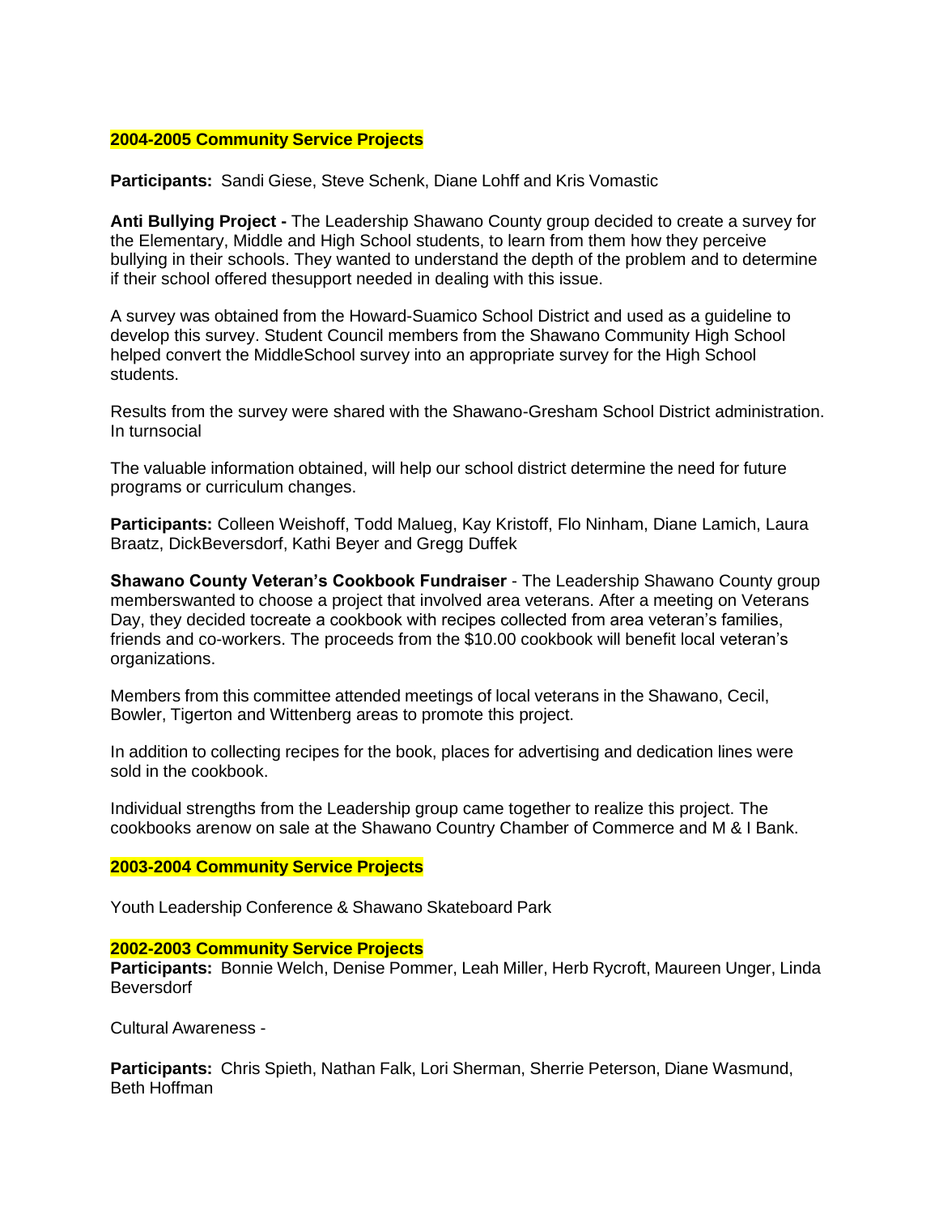## 2004-2005 Community Service Projects

**Participants:** Sandi Giese, Steve Schenk, Diane Lohff and Kris Vomastic

**Anti Bullying Project -** The Leadership Shawano County group decided to create a survey for the Elementary, Middle and High School students, to learn from them how they perceive bullying in their schools. They wanted to understand the depth of the problem and to determine if their school offered thesupport needed in dealing with this issue.

A survey was obtained from the Howard-Suamico School District and used as a guideline to develop this survey. Student Council members from the Shawano Community High School helped convert the MiddleSchool survey into an appropriate survey for the High School students.

Results from the survey were shared with the Shawano-Gresham School District administration. In turnsocial

The valuable information obtained, will help our school district determine the need for future programs or curriculum changes.

**Participants:** Colleen Weishoff, Todd Malueg, Kay Kristoff, Flo Ninham, Diane Lamich, Laura Braatz, DickBeversdorf, Kathi Beyer and Gregg Duffek

**Shawano County Veteran's Cookbook Fundraiser** - The Leadership Shawano County group memberswanted to choose a project that involved area veterans. After a meeting on Veterans Day, they decided tocreate a cookbook with recipes collected from area veteran's families, friends and co-workers. The proceeds from the $10.00 cookbook will benefit local veteran's organizations.

Members from this committee attended meetings of local veterans in the Shawano, Cecil, Bowler, Tigerton and Wittenberg areas to promote this project.

In addition to collecting recipes for the book, places for advertising and dedication lines were sold in the cookbook.

Individual strengths from the Leadership group came together to realize this project. The cookbooks arenow on sale at the Shawano Country Chamber of Commerce and M & I Bank.

## 2003-2004 Community Service Projects

Youth Leadership Conference & Shawano Skateboard Park

## 2002-2003 Community Service Projects

**Participants:** Bonnie Welch, Denise Pommer, Leah Miller, Herb Rycroft, Maureen Unger, Linda Beversdorf

Cultural Awareness -

**Participants:** Chris Spieth, Nathan Falk, Lori Sherman, Sherrie Peterson, Diane Wasmund, Beth Hoffman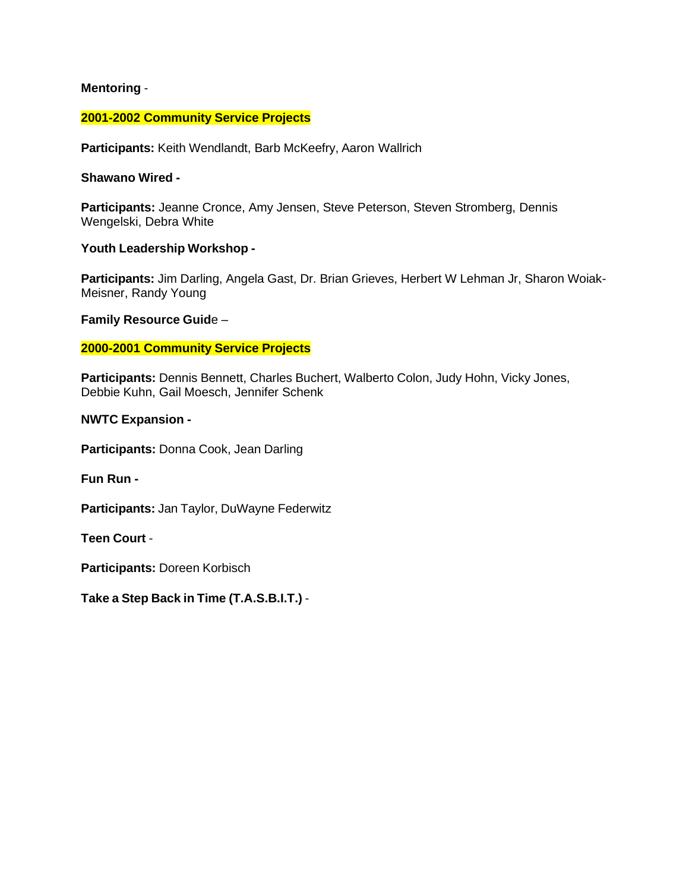**Mentoring** -

**2001-2002 Community Service Projects**

**Participants:** Keith Wendlandt, Barb McKeefry, Aaron Wallrich

**Shawano Wired -**

**Participants:** Jeanne Cronce, Amy Jensen, Steve Peterson, Steven Stromberg, Dennis Wengelski, Debra White

**Youth Leadership Workshop -**

**Participants:** Jim Darling, Angela Gast, Dr. Brian Grieves, Herbert W Lehman Jr, Sharon Woiak-Meisner, Randy Young

**Family Resource Guid**e –

**2000-2001 Community Service Projects**

**Participants:** Dennis Bennett, Charles Buchert, Walberto Colon, Judy Hohn, Vicky Jones, Debbie Kuhn, Gail Moesch, Jennifer Schenk

**NWTC Expansion -**

**Participants:** Donna Cook, Jean Darling

**Fun Run -**

**Participants:** Jan Taylor, DuWayne Federwitz

**Teen Court** -

**Participants:** Doreen Korbisch

**Take a Step Back in Time (T.A.S.B.I.T.)** -